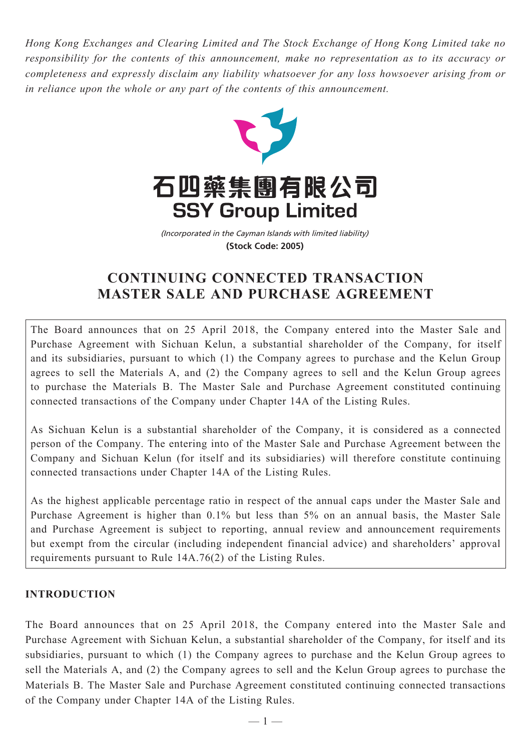*Hong Kong Exchanges and Clearing Limited and The Stock Exchange of Hong Kong Limited take no responsibility for the contents of this announcement, make no representation as to its accuracy or completeness and expressly disclaim any liability whatsoever for any loss howsoever arising from or in reliance upon the whole or any part of the contents of this announcement.*

# 石四藥集團有限公司
# SSY Group Limited

*(Incorporated in the Cayman Islands with limited liability)*
**(Stock Code: 2005)**

# CONTINUING CONNECTED TRANSACTION MASTER SALE AND PURCHASE AGREEMENT

The Board announces that on 25 April 2018, the Company entered into the Master Sale and Purchase Agreement with Sichuan Kelun, a substantial shareholder of the Company, for itself and its subsidiaries, pursuant to which (1) the Company agrees to purchase and the Kelun Group agrees to sell the Materials A, and (2) the Company agrees to sell and the Kelun Group agrees to purchase the Materials B. The Master Sale and Purchase Agreement constituted continuing connected transactions of the Company under Chapter 14A of the Listing Rules.

As Sichuan Kelun is a substantial shareholder of the Company, it is considered as a connected person of the Company. The entering into of the Master Sale and Purchase Agreement between the Company and Sichuan Kelun (for itself and its subsidiaries) will therefore constitute continuing connected transactions under Chapter 14A of the Listing Rules.

As the highest applicable percentage ratio in respect of the annual caps under the Master Sale and Purchase Agreement is higher than 0.1% but less than 5% on an annual basis, the Master Sale and Purchase Agreement is subject to reporting, annual review and announcement requirements but exempt from the circular (including independent financial advice) and shareholders' approval requirements pursuant to Rule 14A.76(2) of the Listing Rules.

## INTRODUCTION

The Board announces that on 25 April 2018, the Company entered into the Master Sale and Purchase Agreement with Sichuan Kelun, a substantial shareholder of the Company, for itself and its subsidiaries, pursuant to which (1) the Company agrees to purchase and the Kelun Group agrees to sell the Materials A, and (2) the Company agrees to sell and the Kelun Group agrees to purchase the Materials B. The Master Sale and Purchase Agreement constituted continuing connected transactions of the Company under Chapter 14A of the Listing Rules.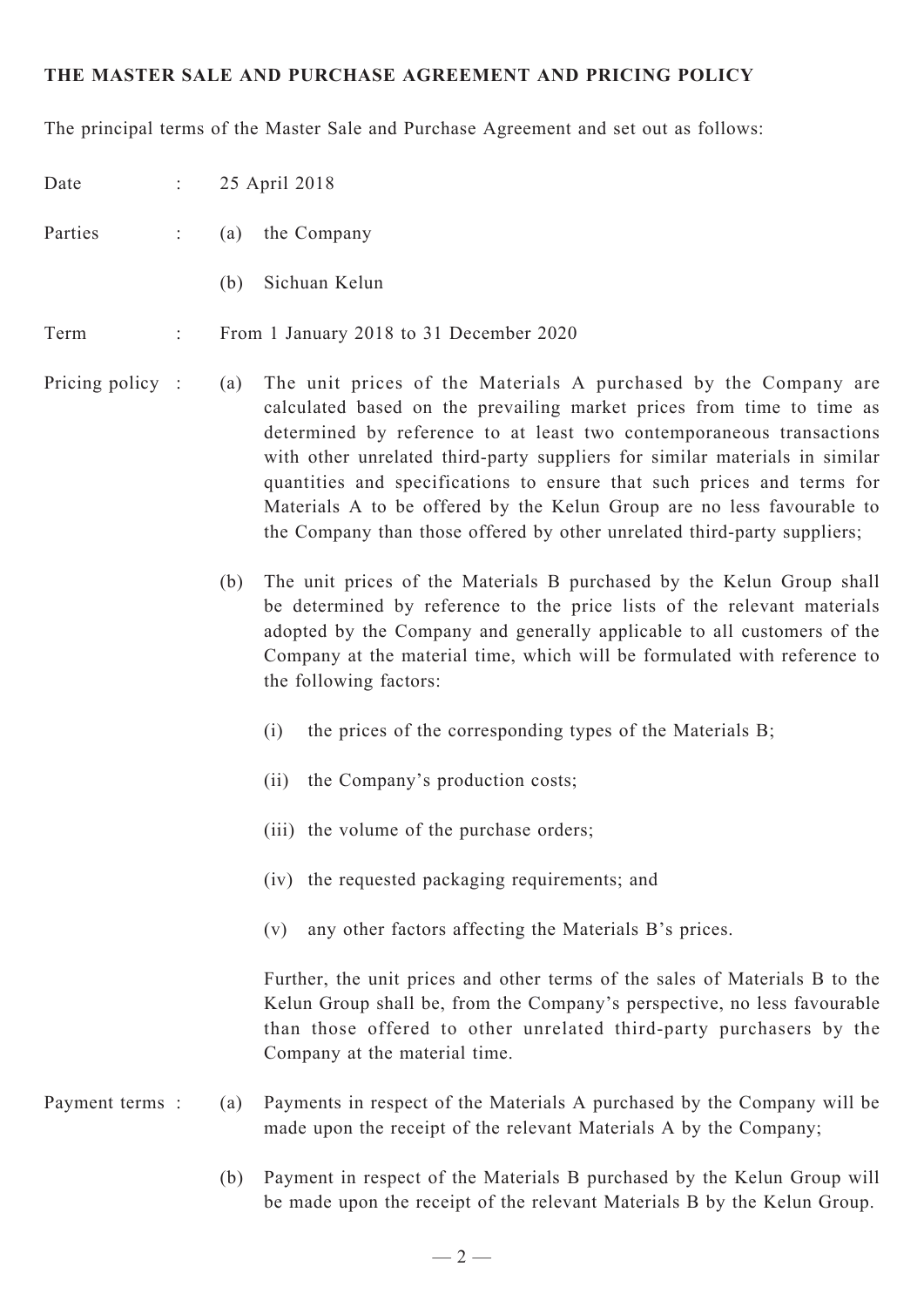**THE MASTER SALE AND PURCHASE AGREEMENT AND PRICING POLICY**

The principal terms of the Master Sale and Purchase Agreement and set out as follows:

Date : 25 April 2018

Parties : (a) the Company

(b) Sichuan Kelun

Term : From 1 January 2018 to 31 December 2020

Pricing policy : (a) The unit prices of the Materials A purchased by the Company are calculated based on the prevailing market prices from time to time as determined by reference to at least two contemporaneous transactions with other unrelated third-party suppliers for similar materials in similar quantities and specifications to ensure that such prices and terms for Materials A to be offered by the Kelun Group are no less favourable to the Company than those offered by other unrelated third-party suppliers;

(b) The unit prices of the Materials B purchased by the Kelun Group shall be determined by reference to the price lists of the relevant materials adopted by the Company and generally applicable to all customers of the Company at the material time, which will be formulated with reference to the following factors:

(i) the prices of the corresponding types of the Materials B;

(ii) the Company's production costs;

(iii) the volume of the purchase orders;

(iv) the requested packaging requirements; and

(v) any other factors affecting the Materials B's prices.

Further, the unit prices and other terms of the sales of Materials B to the Kelun Group shall be, from the Company's perspective, no less favourable than those offered to other unrelated third-party purchasers by the Company at the material time.

Payment terms : (a) Payments in respect of the Materials A purchased by the Company will be made upon the receipt of the relevant Materials A by the Company;

(b) Payment in respect of the Materials B purchased by the Kelun Group will be made upon the receipt of the relevant Materials B by the Kelun Group.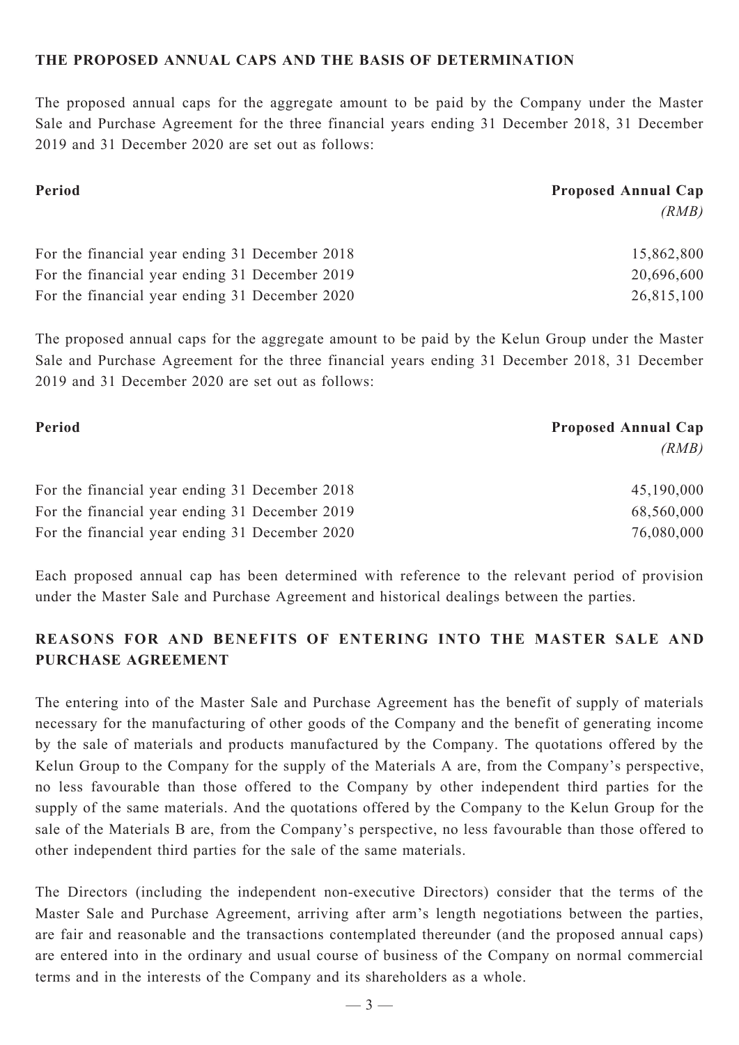## THE PROPOSED ANNUAL CAPS AND THE BASIS OF DETERMINATION

The proposed annual caps for the aggregate amount to be paid by the Company under the Master Sale and Purchase Agreement for the three financial years ending 31 December 2018, 31 December 2019 and 31 December 2020 are set out as follows:

| Period | Proposed Annual Cap *(RMB)* |
|---|---|
| For the financial year ending 31 December 2018 | 15,862,800 |
| For the financial year ending 31 December 2019 | 20,696,600 |
| For the financial year ending 31 December 2020 | 26,815,100 |

The proposed annual caps for the aggregate amount to be paid by the Kelun Group under the Master Sale and Purchase Agreement for the three financial years ending 31 December 2018, 31 December 2019 and 31 December 2020 are set out as follows:

| Period | Proposed Annual Cap *(RMB)* |
|---|---|
| For the financial year ending 31 December 2018 | 45,190,000 |
| For the financial year ending 31 December 2019 | 68,560,000 |
| For the financial year ending 31 December 2020 | 76,080,000 |

Each proposed annual cap has been determined with reference to the relevant period of provision under the Master Sale and Purchase Agreement and historical dealings between the parties.

## REASONS FOR AND BENEFITS OF ENTERING INTO THE MASTER SALE AND PURCHASE AGREEMENT

The entering into of the Master Sale and Purchase Agreement has the benefit of supply of materials necessary for the manufacturing of other goods of the Company and the benefit of generating income by the sale of materials and products manufactured by the Company. The quotations offered by the Kelun Group to the Company for the supply of the Materials A are, from the Company's perspective, no less favourable than those offered to the Company by other independent third parties for the supply of the same materials. And the quotations offered by the Company to the Kelun Group for the sale of the Materials B are, from the Company's perspective, no less favourable than those offered to other independent third parties for the sale of the same materials.

The Directors (including the independent non-executive Directors) consider that the terms of the Master Sale and Purchase Agreement, arriving after arm's length negotiations between the parties, are fair and reasonable and the transactions contemplated thereunder (and the proposed annual caps) are entered into in the ordinary and usual course of business of the Company on normal commercial terms and in the interests of the Company and its shareholders as a whole.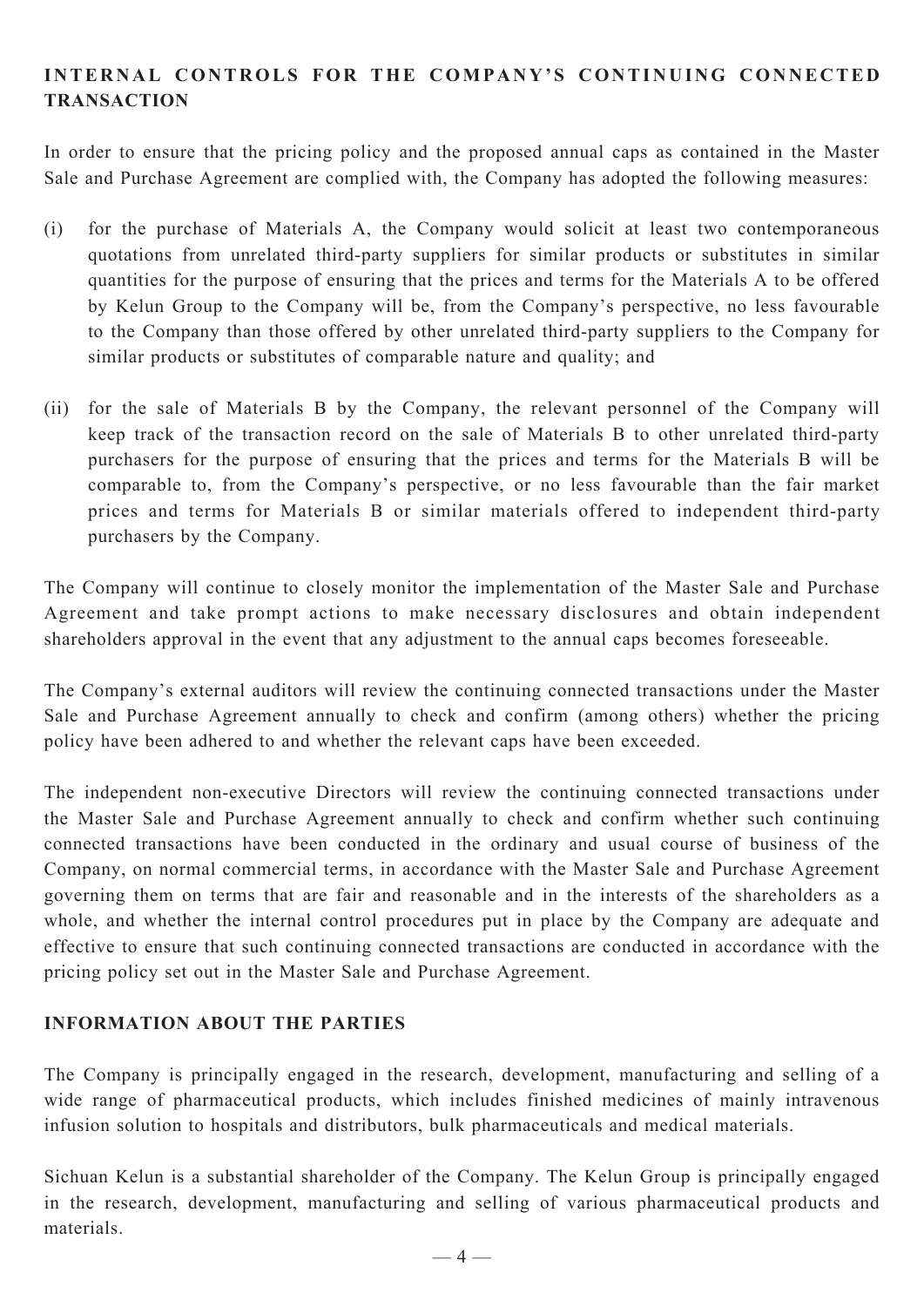## INTERNAL CONTROLS FOR THE COMPANY'S CONTINUING CONNECTED TRANSACTION

In order to ensure that the pricing policy and the proposed annual caps as contained in the Master Sale and Purchase Agreement are complied with, the Company has adopted the following measures:

(i) for the purchase of Materials A, the Company would solicit at least two contemporaneous quotations from unrelated third-party suppliers for similar products or substitutes in similar quantities for the purpose of ensuring that the prices and terms for the Materials A to be offered by Kelun Group to the Company will be, from the Company's perspective, no less favourable to the Company than those offered by other unrelated third-party suppliers to the Company for similar products or substitutes of comparable nature and quality; and

(ii) for the sale of Materials B by the Company, the relevant personnel of the Company will keep track of the transaction record on the sale of Materials B to other unrelated third-party purchasers for the purpose of ensuring that the prices and terms for the Materials B will be comparable to, from the Company's perspective, or no less favourable than the fair market prices and terms for Materials B or similar materials offered to independent third-party purchasers by the Company.

The Company will continue to closely monitor the implementation of the Master Sale and Purchase Agreement and take prompt actions to make necessary disclosures and obtain independent shareholders approval in the event that any adjustment to the annual caps becomes foreseeable.

The Company's external auditors will review the continuing connected transactions under the Master Sale and Purchase Agreement annually to check and confirm (among others) whether the pricing policy have been adhered to and whether the relevant caps have been exceeded.

The independent non-executive Directors will review the continuing connected transactions under the Master Sale and Purchase Agreement annually to check and confirm whether such continuing connected transactions have been conducted in the ordinary and usual course of business of the Company, on normal commercial terms, in accordance with the Master Sale and Purchase Agreement governing them on terms that are fair and reasonable and in the interests of the shareholders as a whole, and whether the internal control procedures put in place by the Company are adequate and effective to ensure that such continuing connected transactions are conducted in accordance with the pricing policy set out in the Master Sale and Purchase Agreement.

## INFORMATION ABOUT THE PARTIES

The Company is principally engaged in the research, development, manufacturing and selling of a wide range of pharmaceutical products, which includes finished medicines of mainly intravenous infusion solution to hospitals and distributors, bulk pharmaceuticals and medical materials.

Sichuan Kelun is a substantial shareholder of the Company. The Kelun Group is principally engaged in the research, development, manufacturing and selling of various pharmaceutical products and materials.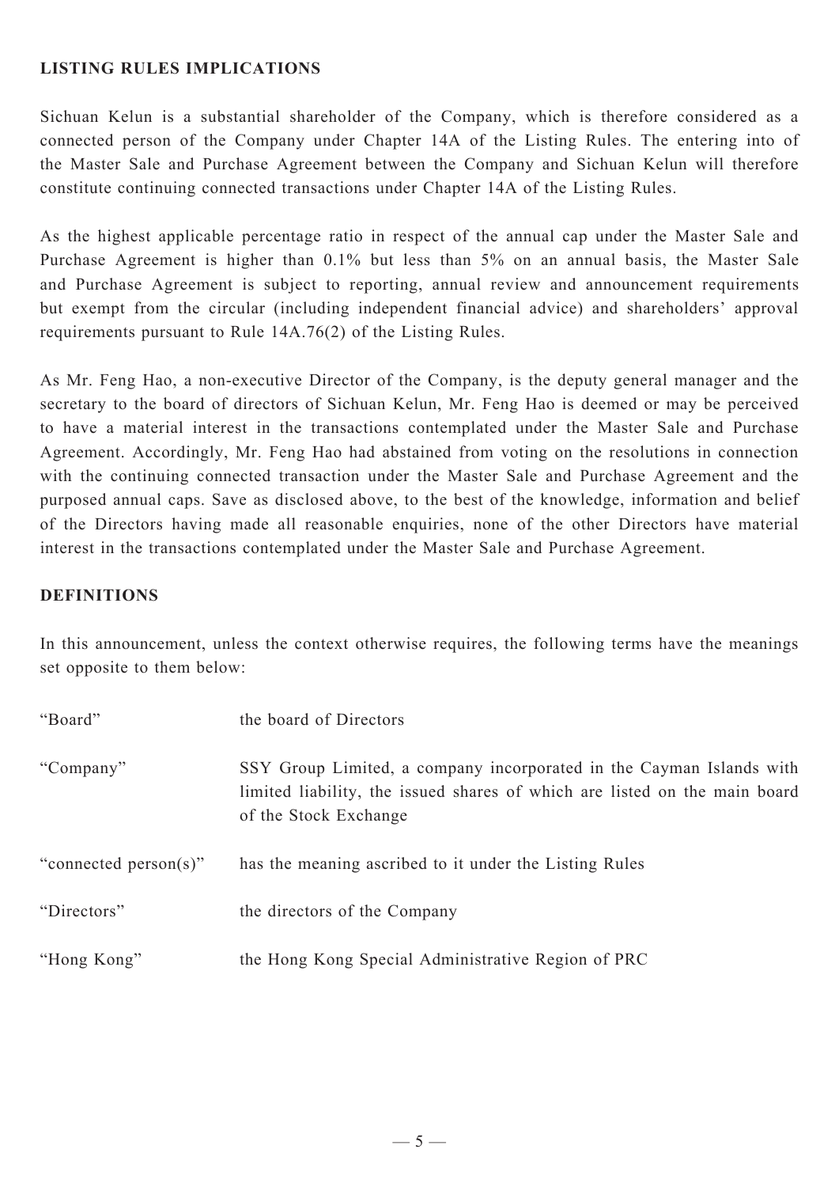## LISTING RULES IMPLICATIONS

Sichuan Kelun is a substantial shareholder of the Company, which is therefore considered as a connected person of the Company under Chapter 14A of the Listing Rules. The entering into of the Master Sale and Purchase Agreement between the Company and Sichuan Kelun will therefore constitute continuing connected transactions under Chapter 14A of the Listing Rules.

As the highest applicable percentage ratio in respect of the annual cap under the Master Sale and Purchase Agreement is higher than 0.1% but less than 5% on an annual basis, the Master Sale and Purchase Agreement is subject to reporting, annual review and announcement requirements but exempt from the circular (including independent financial advice) and shareholders' approval requirements pursuant to Rule 14A.76(2) of the Listing Rules.

As Mr. Feng Hao, a non-executive Director of the Company, is the deputy general manager and the secretary to the board of directors of Sichuan Kelun, Mr. Feng Hao is deemed or may be perceived to have a material interest in the transactions contemplated under the Master Sale and Purchase Agreement. Accordingly, Mr. Feng Hao had abstained from voting on the resolutions in connection with the continuing connected transaction under the Master Sale and Purchase Agreement and the purposed annual caps. Save as disclosed above, to the best of the knowledge, information and belief of the Directors having made all reasonable enquiries, none of the other Directors have material interest in the transactions contemplated under the Master Sale and Purchase Agreement.

## DEFINITIONS

In this announcement, unless the context otherwise requires, the following terms have the meanings set opposite to them below:

| | |
|---|---|
| "Board" | the board of Directors |
| "Company" | SSY Group Limited, a company incorporated in the Cayman Islands with limited liability, the issued shares of which are listed on the main board of the Stock Exchange |
| "connected person(s)" | has the meaning ascribed to it under the Listing Rules |
| "Directors" | the directors of the Company |
| "Hong Kong" | the Hong Kong Special Administrative Region of PRC |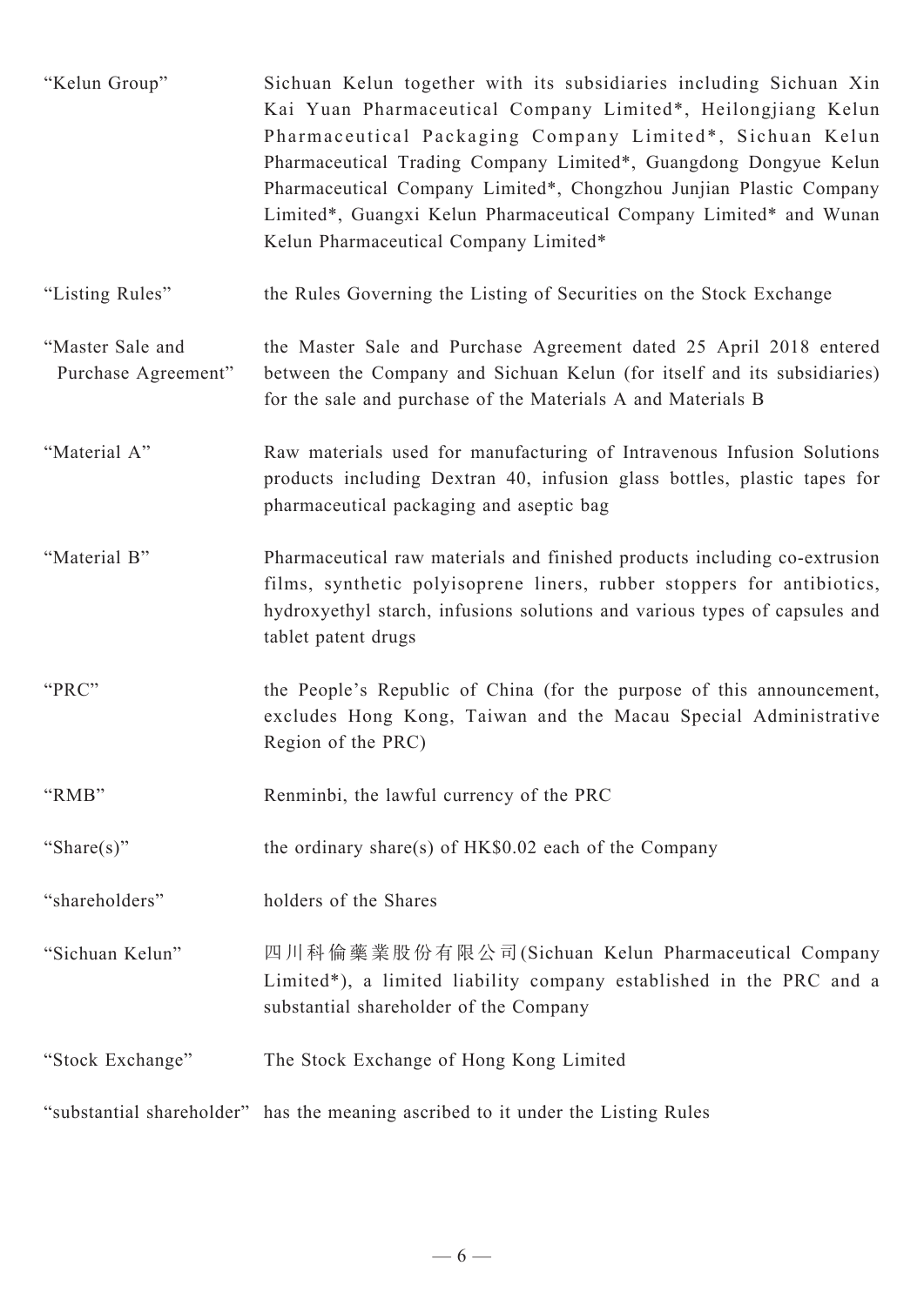| | |
|---|---|
| "Kelun Group" | Sichuan Kelun together with its subsidiaries including Sichuan Xin Kai Yuan Pharmaceutical Company Limited*, Heilongjiang Kelun Pharmaceutical Packaging Company Limited*, Sichuan Kelun Pharmaceutical Trading Company Limited*, Guangdong Dongyue Kelun Pharmaceutical Company Limited*, Chongzhou Junjian Plastic Company Limited*, Guangxi Kelun Pharmaceutical Company Limited* and Wunan Kelun Pharmaceutical Company Limited* |
| "Listing Rules" | the Rules Governing the Listing of Securities on the Stock Exchange |
| "Master Sale and Purchase Agreement" | the Master Sale and Purchase Agreement dated 25 April 2018 entered between the Company and Sichuan Kelun (for itself and its subsidiaries) for the sale and purchase of the Materials A and Materials B |
| "Material A" | Raw materials used for manufacturing of Intravenous Infusion Solutions products including Dextran 40, infusion glass bottles, plastic tapes for pharmaceutical packaging and aseptic bag |
| "Material B" | Pharmaceutical raw materials and finished products including co-extrusion films, synthetic polyisoprene liners, rubber stoppers for antibiotics, hydroxyethyl starch, infusions solutions and various types of capsules and tablet patent drugs |
| "PRC" | the People's Republic of China (for the purpose of this announcement, excludes Hong Kong, Taiwan and the Macau Special Administrative Region of the PRC) |
| "RMB" | Renminbi, the lawful currency of the PRC |
| "Share(s)" | the ordinary share(s) of HK$0.02 each of the Company |
| "shareholders" | holders of the Shares |
| "Sichuan Kelun" | 四川科倫藥業股份有限公司(Sichuan Kelun Pharmaceutical Company Limited*), a limited liability company established in the PRC and a substantial shareholder of the Company |
| "Stock Exchange" | The Stock Exchange of Hong Kong Limited |
| "substantial shareholder" | has the meaning ascribed to it under the Listing Rules |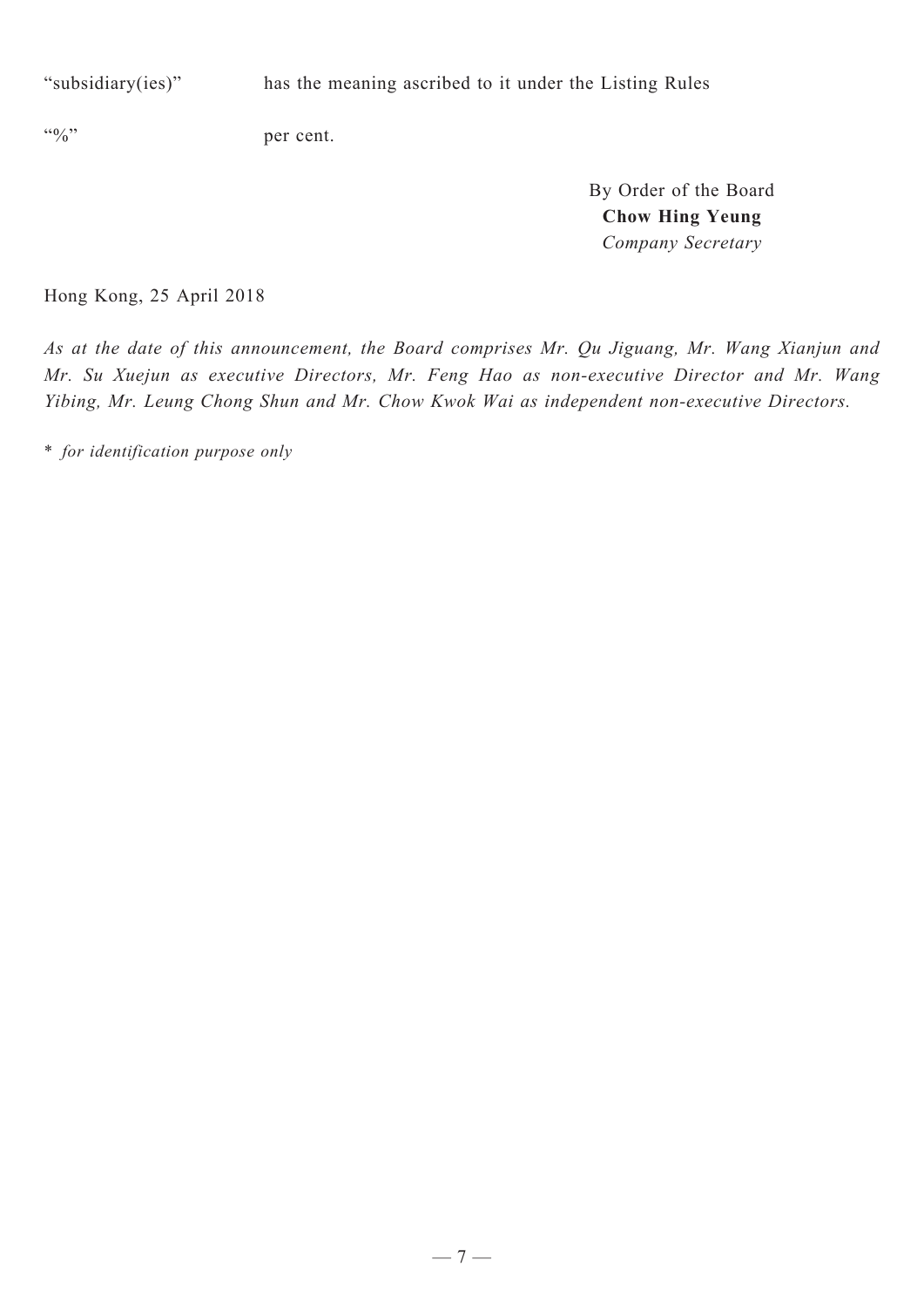| | |
|---|---|
| "subsidiary(ies)" | has the meaning ascribed to it under the Listing Rules |
| "%" | per cent. |

By Order of the Board
**Chow Hing Yeung**
*Company Secretary*

Hong Kong, 25 April 2018

*As at the date of this announcement, the Board comprises Mr. Qu Jiguang, Mr. Wang Xianjun and Mr. Su Xuejun as executive Directors, Mr. Feng Hao as non-executive Director and Mr. Wang Yibing, Mr. Leung Chong Shun and Mr. Chow Kwok Wai as independent non-executive Directors.*

\* *for identification purpose only*